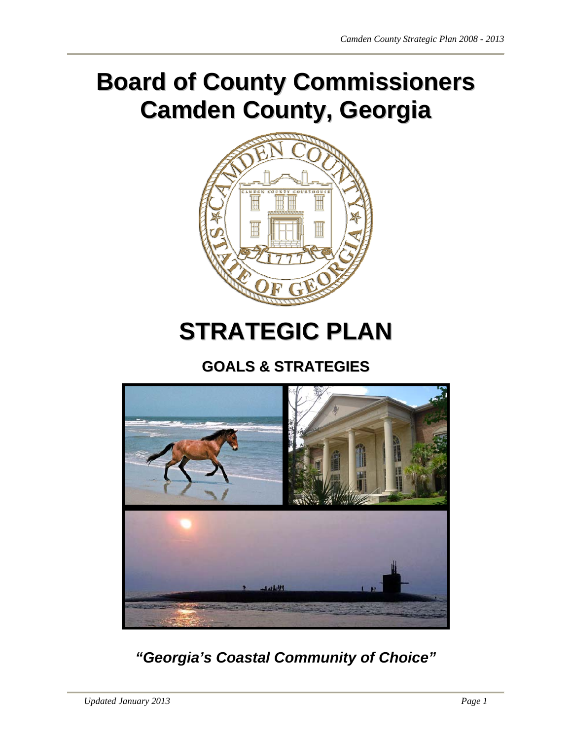# Board of County Commissioners
# Camden County, Georgia

# STRATEGIC PLAN

## GOALS & STRATEGIES

***"Georgia's Coastal Community of Choice"***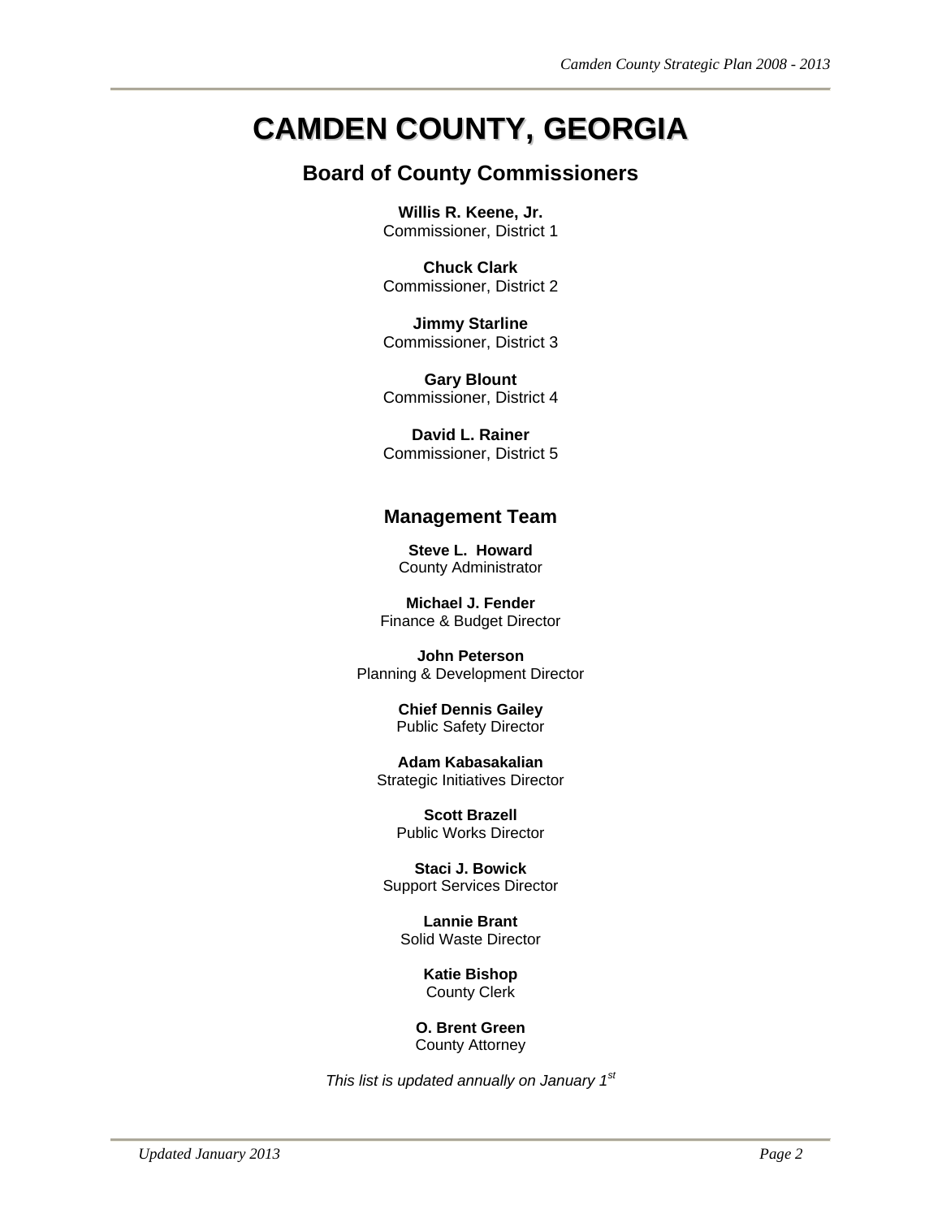# CAMDEN COUNTY, GEORGIA

## Board of County Commissioners

**Willis R. Keene, Jr.**
Commissioner, District 1

**Chuck Clark**
Commissioner, District 2

**Jimmy Starline**
Commissioner, District 3

**Gary Blount**
Commissioner, District 4

**David L. Rainer**
Commissioner, District 5

## Management Team

**Steve L. Howard**
County Administrator

**Michael J. Fender**
Finance & Budget Director

**John Peterson**
Planning & Development Director

**Chief Dennis Gailey**
Public Safety Director

**Adam Kabasakalian**
Strategic Initiatives Director

**Scott Brazell**
Public Works Director

**Staci J. Bowick**
Support Services Director

**Lannie Brant**
Solid Waste Director

**Katie Bishop**
County Clerk

**O. Brent Green**
County Attorney

*This list is updated annually on January 1st*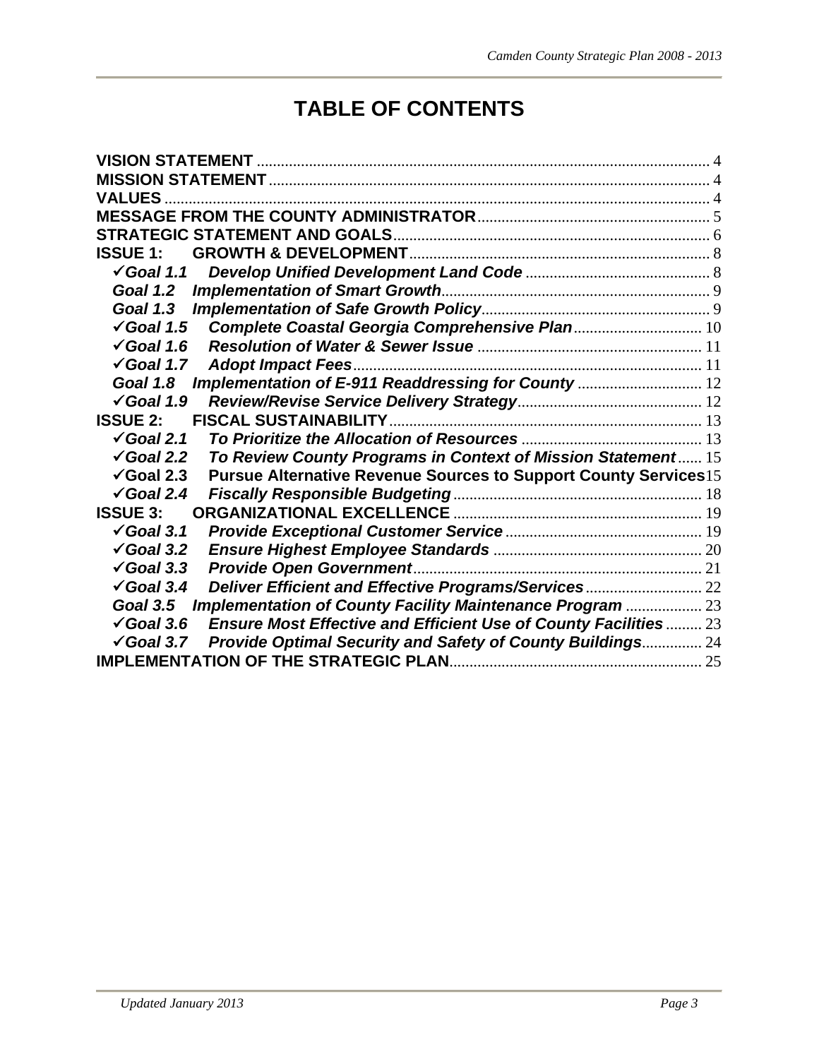# TABLE OF CONTENTS

**VISION STATEMENT** ..... 4
**MISSION STATEMENT** ..... 4
**VALUES** ..... 4
**MESSAGE FROM THE COUNTY ADMINISTRATOR** ..... 5
**STRATEGIC STATEMENT AND GOALS** ..... 6
**ISSUE 1: GROWTH & DEVELOPMENT** ..... 8
- ✓***Goal 1.1 Develop Unified Development Land Code*** ..... 8
- ***Goal 1.2 Implementation of Smart Growth*** ..... 9
- ***Goal 1.3 Implementation of Safe Growth Policy*** ..... 9
- ✓***Goal 1.5 Complete Coastal Georgia Comprehensive Plan*** ..... 10
- ✓***Goal 1.6 Resolution of Water & Sewer Issue*** ..... 11
- ✓***Goal 1.7 Adopt Impact Fees*** ..... 11
- ***Goal 1.8 Implementation of E-911 Readdressing for County*** ..... 12
- ✓***Goal 1.9 Review/Revise Service Delivery Strategy*** ..... 12

**ISSUE 2: FISCAL SUSTAINABILITY** ..... 13
- ✓***Goal 2.1 To Prioritize the Allocation of Resources*** ..... 13
- ✓***Goal 2.2 To Review County Programs in Context of Mission Statement*** ..... 15
- ✓**Goal 2.3 Pursue Alternative Revenue Sources to Support County Services** ..... 15
- ✓***Goal 2.4 Fiscally Responsible Budgeting*** ..... 18

**ISSUE 3: ORGANIZATIONAL EXCELLENCE** ..... 19
- ✓***Goal 3.1 Provide Exceptional Customer Service*** ..... 19
- ✓***Goal 3.2 Ensure Highest Employee Standards*** ..... 20
- ✓***Goal 3.3 Provide Open Government*** ..... 21
- ✓***Goal 3.4 Deliver Efficient and Effective Programs/Services*** ..... 22
- ***Goal 3.5 Implementation of County Facility Maintenance Program*** ..... 23
- ✓***Goal 3.6 Ensure Most Effective and Efficient Use of County Facilities*** ..... 23
- ✓***Goal 3.7 Provide Optimal Security and Safety of County Buildings*** ..... 24

**IMPLEMENTATION OF THE STRATEGIC PLAN** ..... 25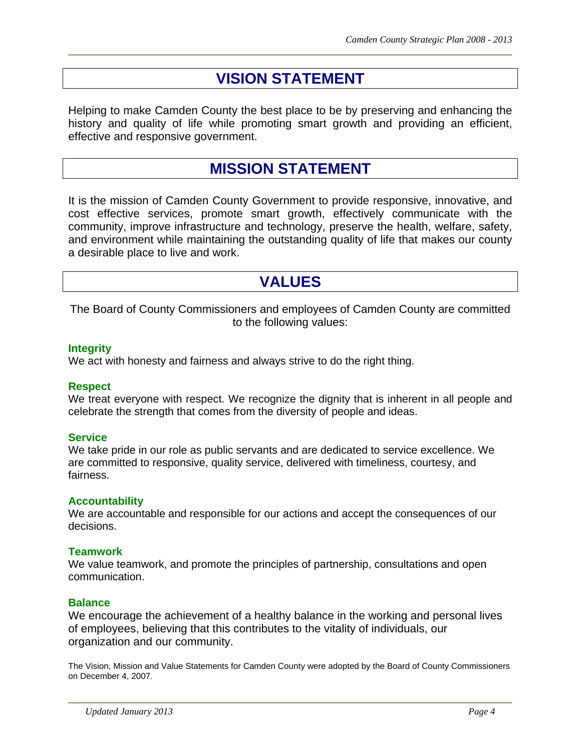# VISION STATEMENT

Helping to make Camden County the best place to be by preserving and enhancing the history and quality of life while promoting smart growth and providing an efficient, effective and responsive government.

# MISSION STATEMENT

It is the mission of Camden County Government to provide responsive, innovative, and cost effective services, promote smart growth, effectively communicate with the community, improve infrastructure and technology, preserve the health, welfare, safety, and environment while maintaining the outstanding quality of life that makes our county a desirable place to live and work.

# VALUES

The Board of County Commissioners and employees of Camden County are committed to the following values:

**Integrity**
We act with honesty and fairness and always strive to do the right thing.

**Respect**
We treat everyone with respect. We recognize the dignity that is inherent in all people and celebrate the strength that comes from the diversity of people and ideas.

**Service**
We take pride in our role as public servants and are dedicated to service excellence. We are committed to responsive, quality service, delivered with timeliness, courtesy, and fairness.

**Accountability**
We are accountable and responsible for our actions and accept the consequences of our decisions.

**Teamwork**
We value teamwork, and promote the principles of partnership, consultations and open communication.

**Balance**
We encourage the achievement of a healthy balance in the working and personal lives of employees, believing that this contributes to the vitality of individuals, our organization and our community.

The Vision, Mission and Value Statements for Camden County were adopted by the Board of County Commissioners on December 4, 2007.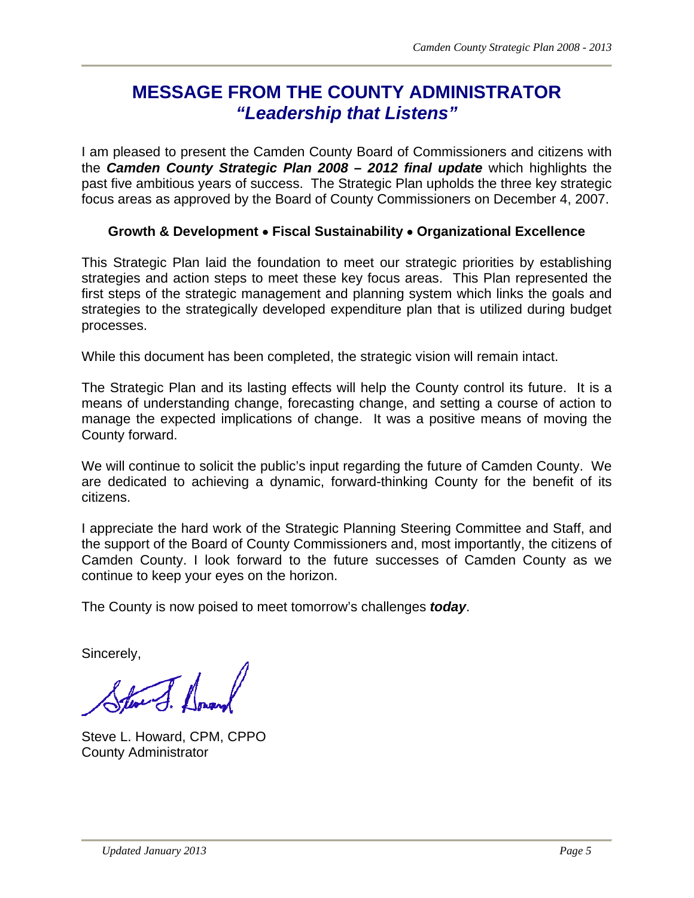# MESSAGE FROM THE COUNTY ADMINISTRATOR
## *"Leadership that Listens"*

I am pleased to present the Camden County Board of Commissioners and citizens with the ***Camden County Strategic Plan 2008 – 2012 final update*** which highlights the past five ambitious years of success. The Strategic Plan upholds the three key strategic focus areas as approved by the Board of County Commissioners on December 4, 2007.

**Growth & Development • Fiscal Sustainability • Organizational Excellence**

This Strategic Plan laid the foundation to meet our strategic priorities by establishing strategies and action steps to meet these key focus areas. This Plan represented the first steps of the strategic management and planning system which links the goals and strategies to the strategically developed expenditure plan that is utilized during budget processes.

While this document has been completed, the strategic vision will remain intact.

The Strategic Plan and its lasting effects will help the County control its future. It is a means of understanding change, forecasting change, and setting a course of action to manage the expected implications of change. It was a positive means of moving the County forward.

We will continue to solicit the public's input regarding the future of Camden County. We are dedicated to achieving a dynamic, forward-thinking County for the benefit of its citizens.

I appreciate the hard work of the Strategic Planning Steering Committee and Staff, and the support of the Board of County Commissioners and, most importantly, the citizens of Camden County. I look forward to the future successes of Camden County as we continue to keep your eyes on the horizon.

The County is now poised to meet tomorrow's challenges ***today***.

Sincerely,

Steve L. Howard, CPM, CPPO
County Administrator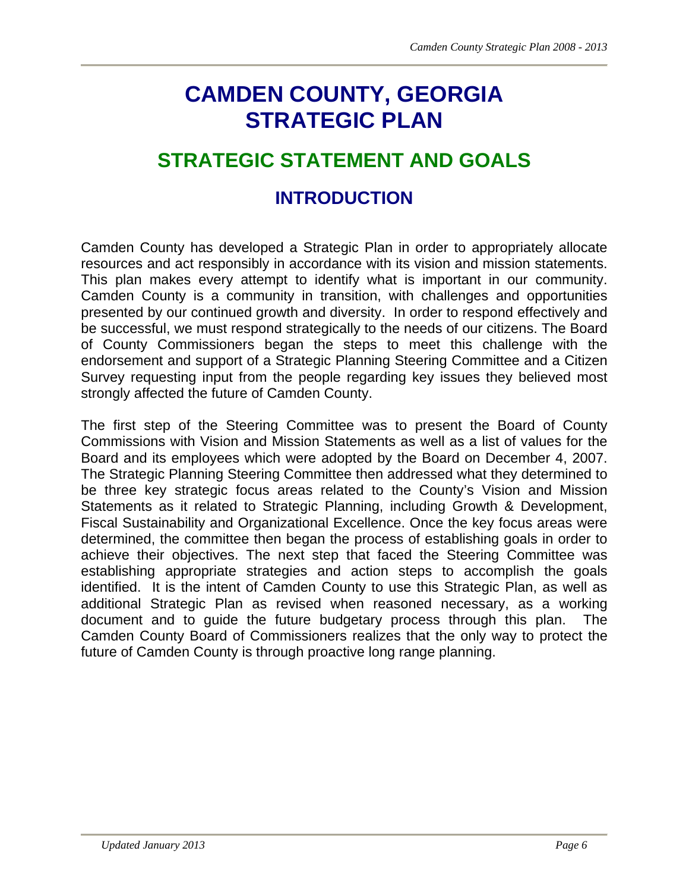# CAMDEN COUNTY, GEORGIA STRATEGIC PLAN

## STRATEGIC STATEMENT AND GOALS

### INTRODUCTION

Camden County has developed a Strategic Plan in order to appropriately allocate resources and act responsibly in accordance with its vision and mission statements. This plan makes every attempt to identify what is important in our community. Camden County is a community in transition, with challenges and opportunities presented by our continued growth and diversity. In order to respond effectively and be successful, we must respond strategically to the needs of our citizens. The Board of County Commissioners began the steps to meet this challenge with the endorsement and support of a Strategic Planning Steering Committee and a Citizen Survey requesting input from the people regarding key issues they believed most strongly affected the future of Camden County.

The first step of the Steering Committee was to present the Board of County Commissions with Vision and Mission Statements as well as a list of values for the Board and its employees which were adopted by the Board on December 4, 2007. The Strategic Planning Steering Committee then addressed what they determined to be three key strategic focus areas related to the County's Vision and Mission Statements as it related to Strategic Planning, including Growth & Development, Fiscal Sustainability and Organizational Excellence. Once the key focus areas were determined, the committee then began the process of establishing goals in order to achieve their objectives. The next step that faced the Steering Committee was establishing appropriate strategies and action steps to accomplish the goals identified. It is the intent of Camden County to use this Strategic Plan, as well as additional Strategic Plan as revised when reasoned necessary, as a working document and to guide the future budgetary process through this plan. The Camden County Board of Commissioners realizes that the only way to protect the future of Camden County is through proactive long range planning.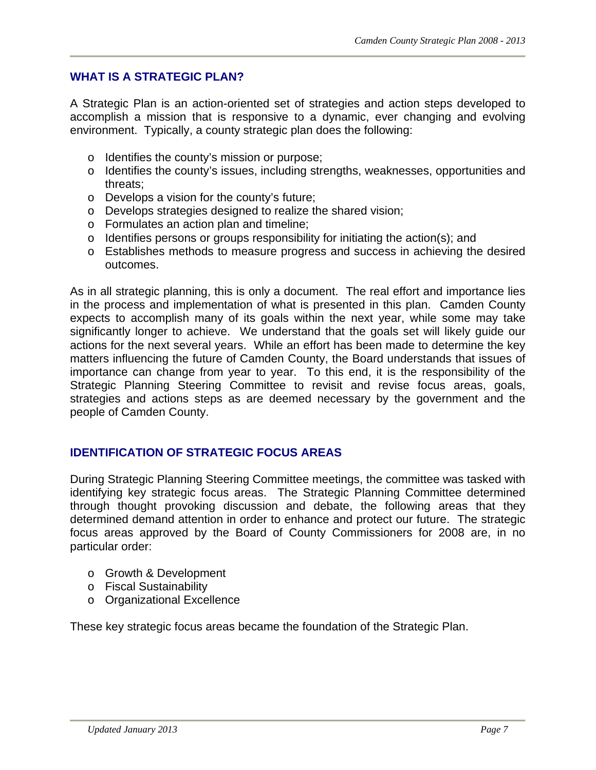## WHAT IS A STRATEGIC PLAN?

A Strategic Plan is an action-oriented set of strategies and action steps developed to accomplish a mission that is responsive to a dynamic, ever changing and evolving environment. Typically, a county strategic plan does the following:

- Identifies the county's mission or purpose;
- Identifies the county's issues, including strengths, weaknesses, opportunities and threats;
- Develops a vision for the county's future;
- Develops strategies designed to realize the shared vision;
- Formulates an action plan and timeline;
- Identifies persons or groups responsibility for initiating the action(s); and
- Establishes methods to measure progress and success in achieving the desired outcomes.

As in all strategic planning, this is only a document. The real effort and importance lies in the process and implementation of what is presented in this plan. Camden County expects to accomplish many of its goals within the next year, while some may take significantly longer to achieve. We understand that the goals set will likely guide our actions for the next several years. While an effort has been made to determine the key matters influencing the future of Camden County, the Board understands that issues of importance can change from year to year. To this end, it is the responsibility of the Strategic Planning Steering Committee to revisit and revise focus areas, goals, strategies and actions steps as are deemed necessary by the government and the people of Camden County.

## IDENTIFICATION OF STRATEGIC FOCUS AREAS

During Strategic Planning Steering Committee meetings, the committee was tasked with identifying key strategic focus areas. The Strategic Planning Committee determined through thought provoking discussion and debate, the following areas that they determined demand attention in order to enhance and protect our future. The strategic focus areas approved by the Board of County Commissioners for 2008 are, in no particular order:

- Growth & Development
- Fiscal Sustainability
- Organizational Excellence

These key strategic focus areas became the foundation of the Strategic Plan.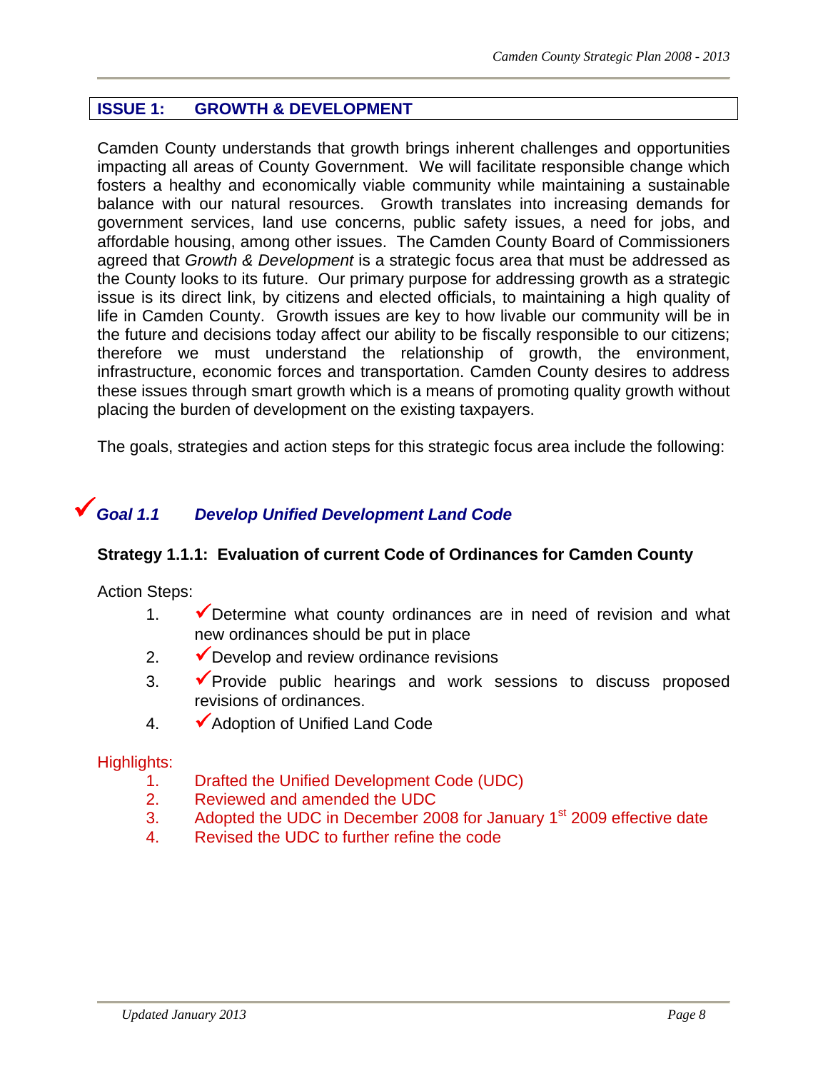## ISSUE 1: GROWTH & DEVELOPMENT

Camden County understands that growth brings inherent challenges and opportunities impacting all areas of County Government. We will facilitate responsible change which fosters a healthy and economically viable community while maintaining a sustainable balance with our natural resources. Growth translates into increasing demands for government services, land use concerns, public safety issues, a need for jobs, and affordable housing, among other issues. The Camden County Board of Commissioners agreed that *Growth & Development* is a strategic focus area that must be addressed as the County looks to its future. Our primary purpose for addressing growth as a strategic issue is its direct link, by citizens and elected officials, to maintaining a high quality of life in Camden County. Growth issues are key to how livable our community will be in the future and decisions today affect our ability to be fiscally responsible to our citizens; therefore we must understand the relationship of growth, the environment, infrastructure, economic forces and transportation. Camden County desires to address these issues through smart growth which is a means of promoting quality growth without placing the burden of development on the existing taxpayers.

The goals, strategies and action steps for this strategic focus area include the following:

### ✓ *Goal 1.1 Develop Unified Development Land Code*

**Strategy 1.1.1: Evaluation of current Code of Ordinances for Camden County**

Action Steps:

1. ✓Determine what county ordinances are in need of revision and what new ordinances should be put in place
2. ✓Develop and review ordinance revisions
3. ✓Provide public hearings and work sessions to discuss proposed revisions of ordinances.
4. ✓Adoption of Unified Land Code

Highlights:

1. Drafted the Unified Development Code (UDC)
2. Reviewed and amended the UDC
3. Adopted the UDC in December 2008 for January 1st 2009 effective date
4. Revised the UDC to further refine the code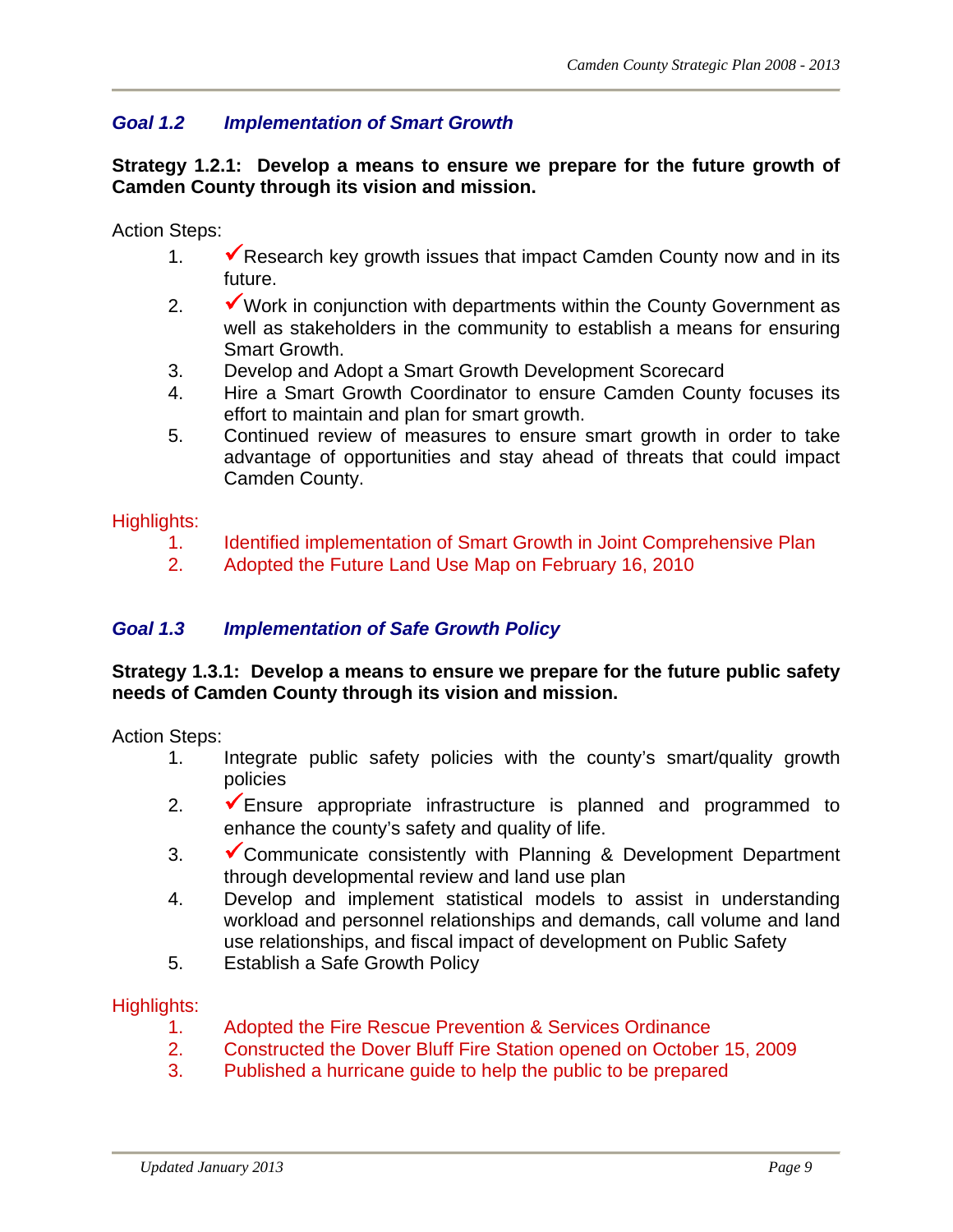## *Goal 1.2 Implementation of Smart Growth*

**Strategy 1.2.1: Develop a means to ensure we prepare for the future growth of Camden County through its vision and mission.**

Action Steps:

1. ✓Research key growth issues that impact Camden County now and in its future.
2. ✓Work in conjunction with departments within the County Government as well as stakeholders in the community to establish a means for ensuring Smart Growth.
3. Develop and Adopt a Smart Growth Development Scorecard
4. Hire a Smart Growth Coordinator to ensure Camden County focuses its effort to maintain and plan for smart growth.
5. Continued review of measures to ensure smart growth in order to take advantage of opportunities and stay ahead of threats that could impact Camden County.

Highlights:

1. Identified implementation of Smart Growth in Joint Comprehensive Plan
2. Adopted the Future Land Use Map on February 16, 2010

## *Goal 1.3 Implementation of Safe Growth Policy*

**Strategy 1.3.1: Develop a means to ensure we prepare for the future public safety needs of Camden County through its vision and mission.**

Action Steps:

1. Integrate public safety policies with the county's smart/quality growth policies
2. ✓Ensure appropriate infrastructure is planned and programmed to enhance the county's safety and quality of life.
3. ✓Communicate consistently with Planning & Development Department through developmental review and land use plan
4. Develop and implement statistical models to assist in understanding workload and personnel relationships and demands, call volume and land use relationships, and fiscal impact of development on Public Safety
5. Establish a Safe Growth Policy

Highlights:

1. Adopted the Fire Rescue Prevention & Services Ordinance
2. Constructed the Dover Bluff Fire Station opened on October 15, 2009
3. Published a hurricane guide to help the public to be prepared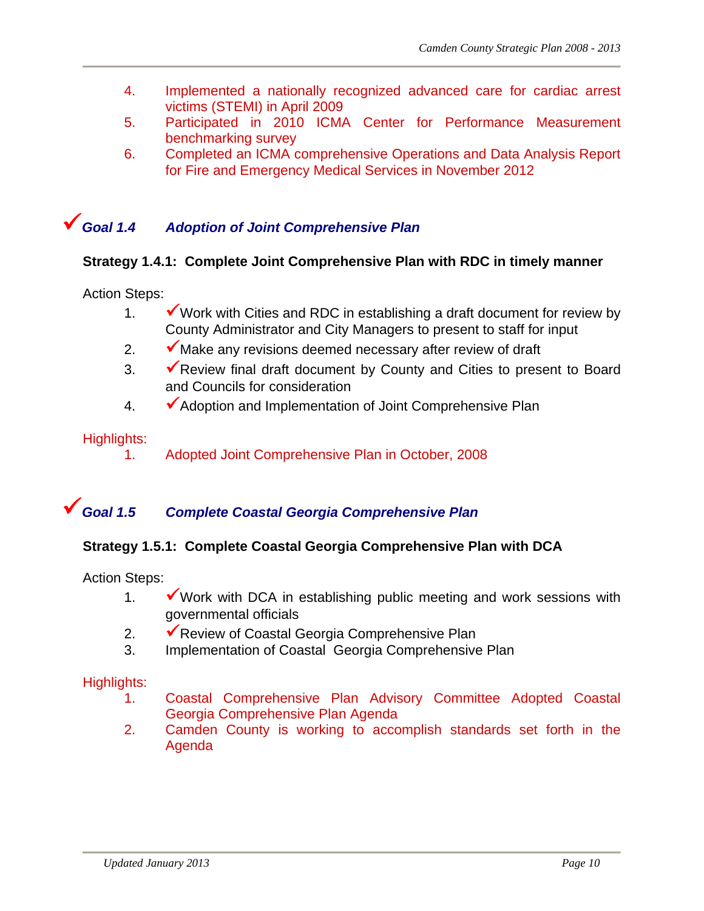4. Implemented a nationally recognized advanced care for cardiac arrest victims (STEMI) in April 2009
5. Participated in 2010 ICMA Center for Performance Measurement benchmarking survey
6. Completed an ICMA comprehensive Operations and Data Analysis Report for Fire and Emergency Medical Services in November 2012

## ✓*Goal 1.4 Adoption of Joint Comprehensive Plan*

**Strategy 1.4.1: Complete Joint Comprehensive Plan with RDC in timely manner**

Action Steps:

1. ✓Work with Cities and RDC in establishing a draft document for review by County Administrator and City Managers to present to staff for input
2. ✓Make any revisions deemed necessary after review of draft
3. ✓Review final draft document by County and Cities to present to Board and Councils for consideration
4. ✓Adoption and Implementation of Joint Comprehensive Plan

Highlights:

1. Adopted Joint Comprehensive Plan in October, 2008

## ✓*Goal 1.5 Complete Coastal Georgia Comprehensive Plan*

**Strategy 1.5.1: Complete Coastal Georgia Comprehensive Plan with DCA**

Action Steps:

1. ✓Work with DCA in establishing public meeting and work sessions with governmental officials
2. ✓Review of Coastal Georgia Comprehensive Plan
3. Implementation of Coastal Georgia Comprehensive Plan

Highlights:

1. Coastal Comprehensive Plan Advisory Committee Adopted Coastal Georgia Comprehensive Plan Agenda
2. Camden County is working to accomplish standards set forth in the Agenda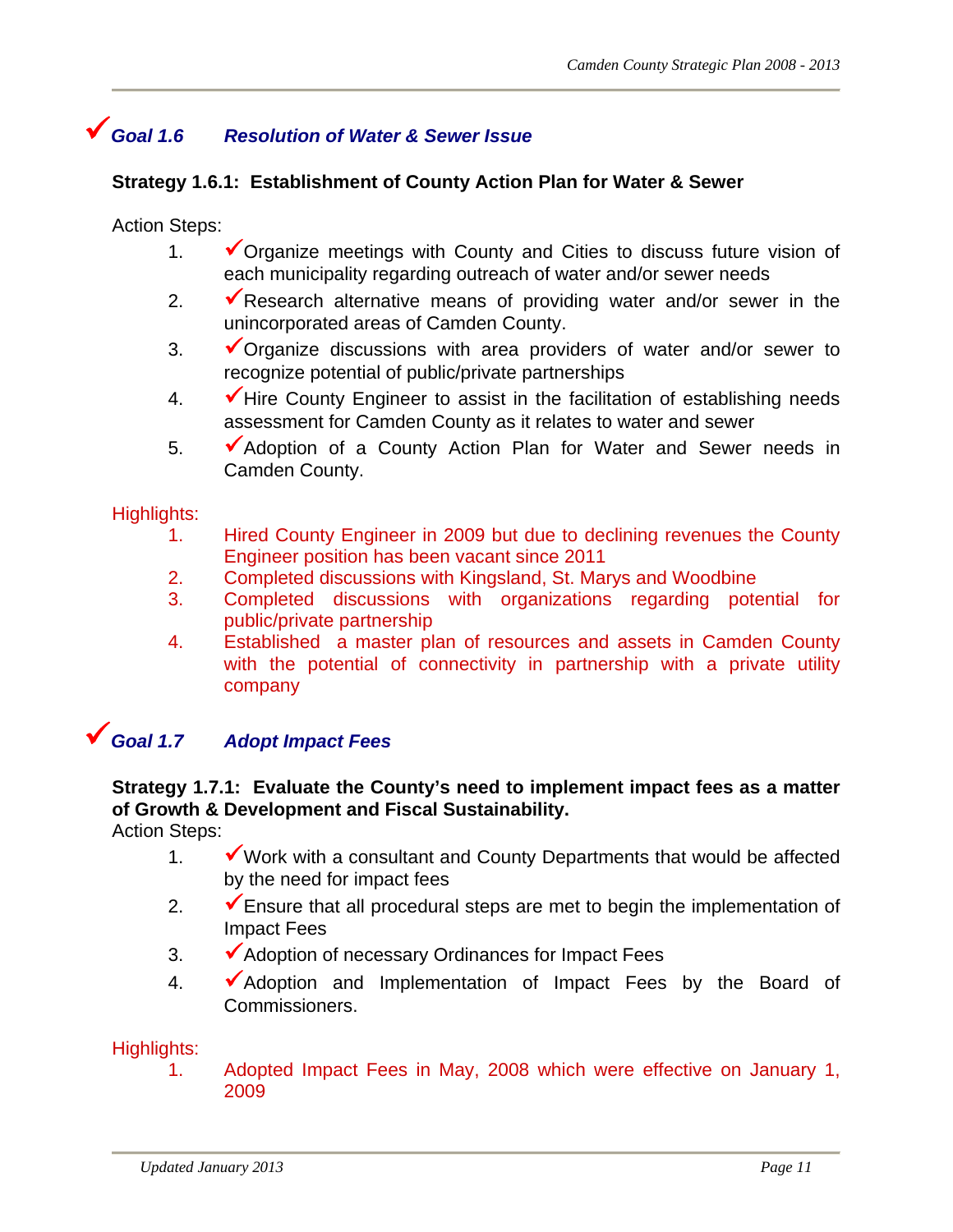## ✓Goal 1.6 Resolution of Water & Sewer Issue

**Strategy 1.6.1: Establishment of County Action Plan for Water & Sewer**

Action Steps:

1. ✓Organize meetings with County and Cities to discuss future vision of each municipality regarding outreach of water and/or sewer needs
2. ✓Research alternative means of providing water and/or sewer in the unincorporated areas of Camden County.
3. ✓Organize discussions with area providers of water and/or sewer to recognize potential of public/private partnerships
4. ✓Hire County Engineer to assist in the facilitation of establishing needs assessment for Camden County as it relates to water and sewer
5. ✓Adoption of a County Action Plan for Water and Sewer needs in Camden County.

Highlights:

1. Hired County Engineer in 2009 but due to declining revenues the County Engineer position has been vacant since 2011
2. Completed discussions with Kingsland, St. Marys and Woodbine
3. Completed discussions with organizations regarding potential for public/private partnership
4. Established a master plan of resources and assets in Camden County with the potential of connectivity in partnership with a private utility company

## ✓Goal 1.7 Adopt Impact Fees

**Strategy 1.7.1: Evaluate the County's need to implement impact fees as a matter of Growth & Development and Fiscal Sustainability.**

Action Steps:

1. ✓Work with a consultant and County Departments that would be affected by the need for impact fees
2. ✓Ensure that all procedural steps are met to begin the implementation of Impact Fees
3. ✓Adoption of necessary Ordinances for Impact Fees
4. ✓Adoption and Implementation of Impact Fees by the Board of Commissioners.

Highlights:

1. Adopted Impact Fees in May, 2008 which were effective on January 1, 2009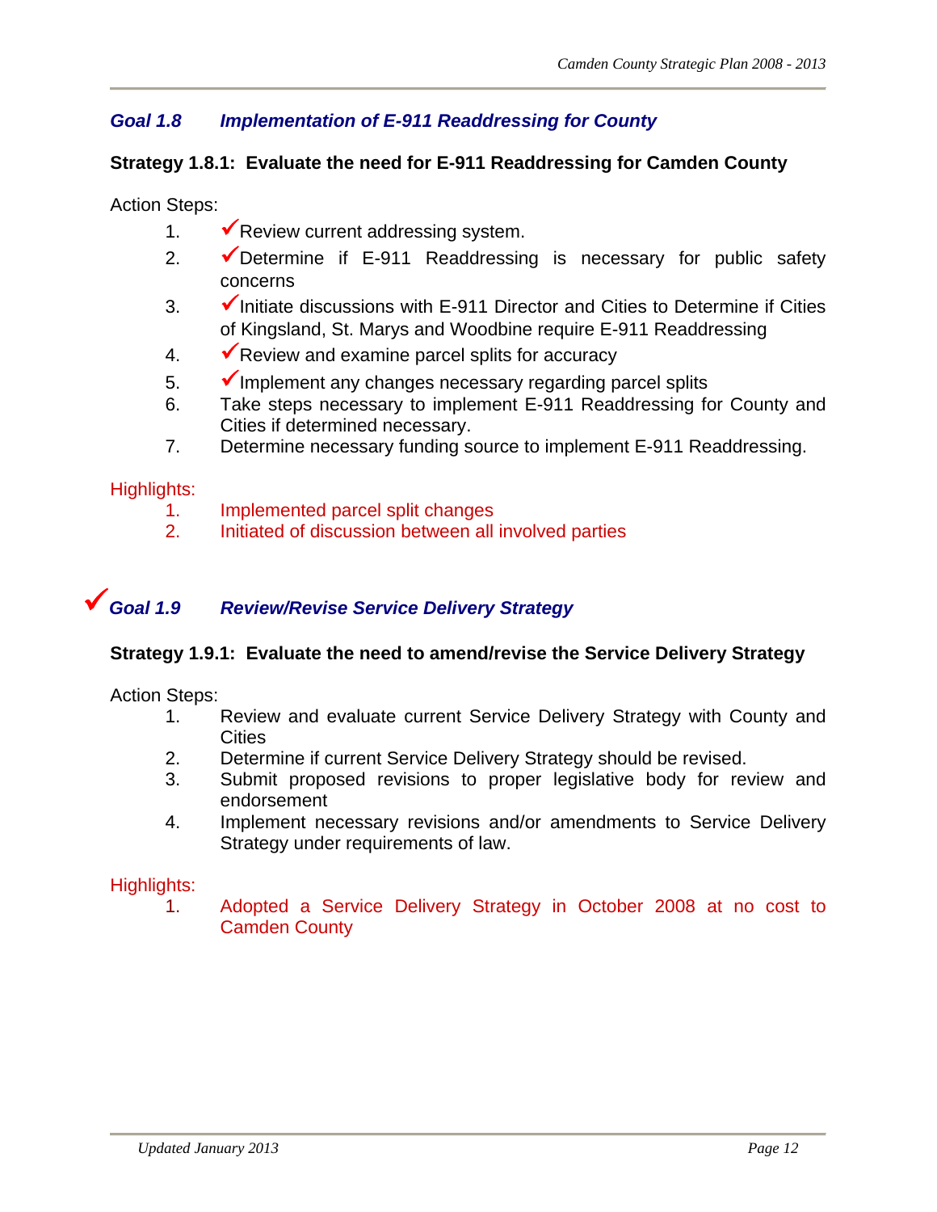## *Goal 1.8 Implementation of E-911 Readdressing for County*

**Strategy 1.8.1: Evaluate the need for E-911 Readdressing for Camden County**

Action Steps:

1. ✓Review current addressing system.
2. ✓Determine if E-911 Readdressing is necessary for public safety concerns
3. ✓Initiate discussions with E-911 Director and Cities to Determine if Cities of Kingsland, St. Marys and Woodbine require E-911 Readdressing
4. ✓Review and examine parcel splits for accuracy
5. ✓Implement any changes necessary regarding parcel splits
6. Take steps necessary to implement E-911 Readdressing for County and Cities if determined necessary.
7. Determine necessary funding source to implement E-911 Readdressing.

Highlights:

1. Implemented parcel split changes
2. Initiated of discussion between all involved parties

## ✓*Goal 1.9 Review/Revise Service Delivery Strategy*

**Strategy 1.9.1: Evaluate the need to amend/revise the Service Delivery Strategy**

Action Steps:

1. Review and evaluate current Service Delivery Strategy with County and Cities
2. Determine if current Service Delivery Strategy should be revised.
3. Submit proposed revisions to proper legislative body for review and endorsement
4. Implement necessary revisions and/or amendments to Service Delivery Strategy under requirements of law.

Highlights:

1. Adopted a Service Delivery Strategy in October 2008 at no cost to Camden County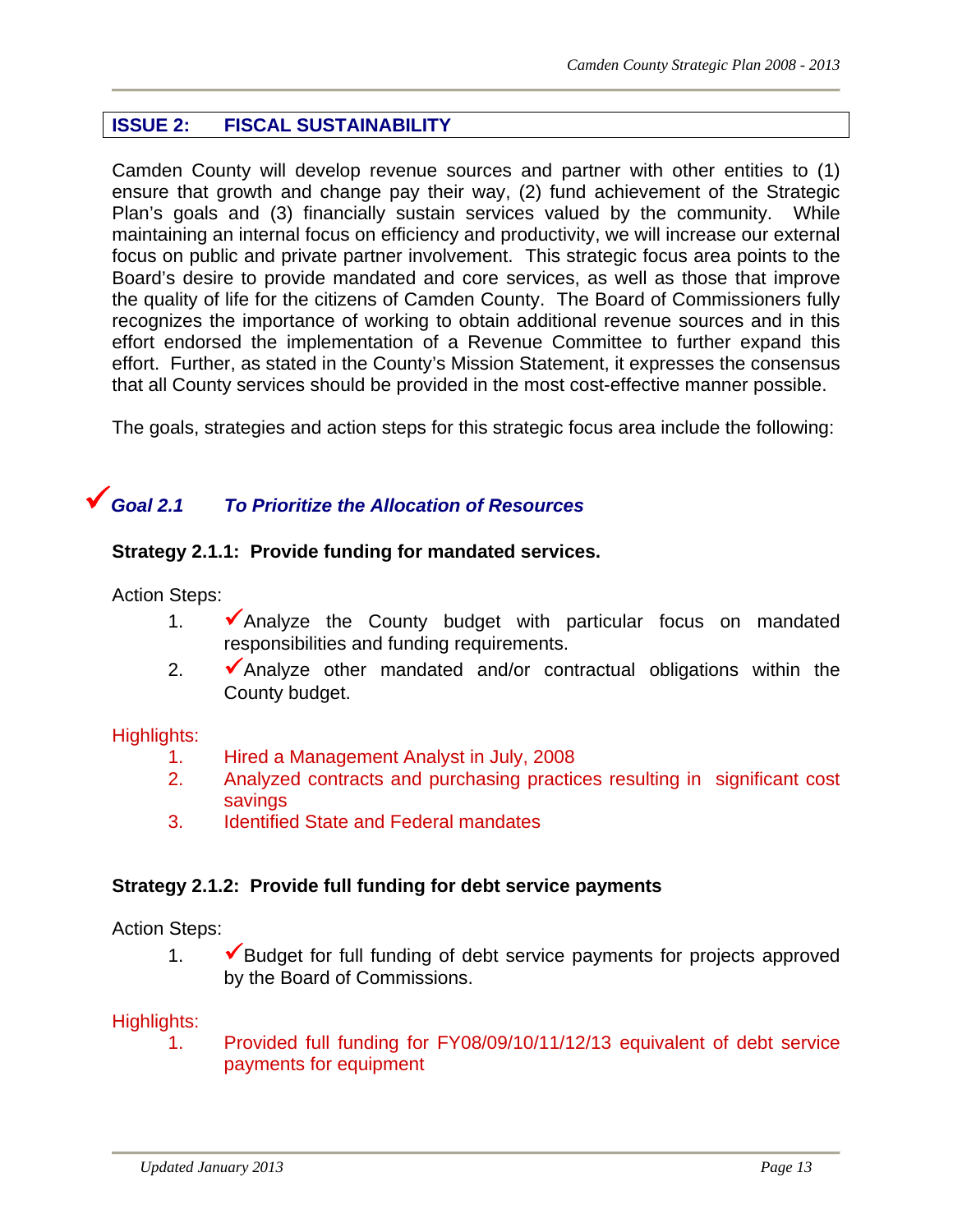## ISSUE 2: FISCAL SUSTAINABILITY

Camden County will develop revenue sources and partner with other entities to (1) ensure that growth and change pay their way, (2) fund achievement of the Strategic Plan's goals and (3) financially sustain services valued by the community. While maintaining an internal focus on efficiency and productivity, we will increase our external focus on public and private partner involvement. This strategic focus area points to the Board's desire to provide mandated and core services, as well as those that improve the quality of life for the citizens of Camden County. The Board of Commissioners fully recognizes the importance of working to obtain additional revenue sources and in this effort endorsed the implementation of a Revenue Committee to further expand this effort. Further, as stated in the County's Mission Statement, it expresses the consensus that all County services should be provided in the most cost-effective manner possible.

The goals, strategies and action steps for this strategic focus area include the following:

### ✓ *Goal 2.1 To Prioritize the Allocation of Resources*

**Strategy 2.1.1: Provide funding for mandated services.**

Action Steps:

1. ✓Analyze the County budget with particular focus on mandated responsibilities and funding requirements.
2. ✓Analyze other mandated and/or contractual obligations within the County budget.

Highlights:

1. Hired a Management Analyst in July, 2008
2. Analyzed contracts and purchasing practices resulting in significant cost savings
3. Identified State and Federal mandates

**Strategy 2.1.2: Provide full funding for debt service payments**

Action Steps:

1. ✓Budget for full funding of debt service payments for projects approved by the Board of Commissions.

Highlights:

1. Provided full funding for FY08/09/10/11/12/13 equivalent of debt service payments for equipment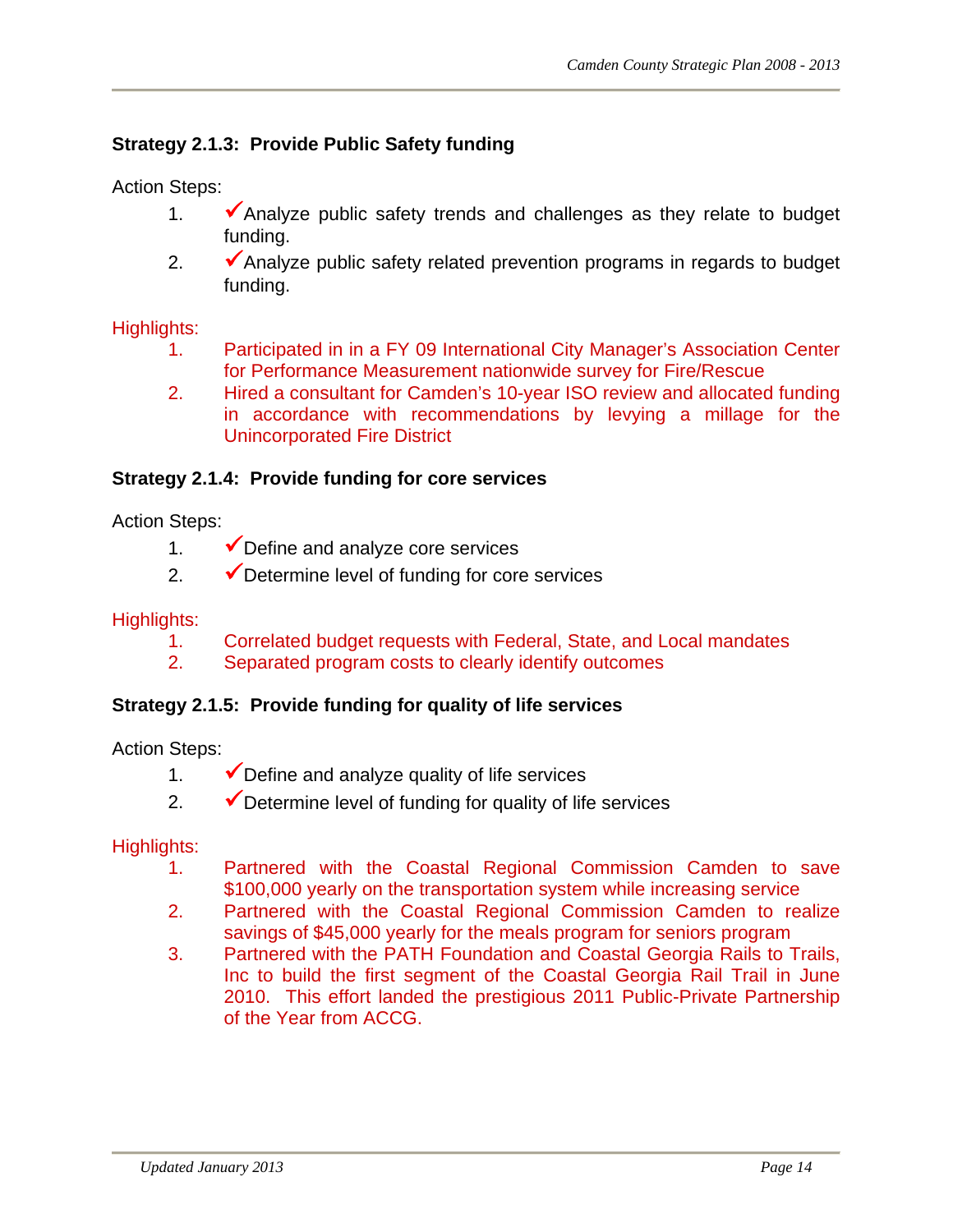**Strategy 2.1.3: Provide Public Safety funding**

Action Steps:

1. ✔Analyze public safety trends and challenges as they relate to budget funding.
2. ✔Analyze public safety related prevention programs in regards to budget funding.

Highlights:

1. Participated in in a FY 09 International City Manager's Association Center for Performance Measurement nationwide survey for Fire/Rescue
2. Hired a consultant for Camden's 10-year ISO review and allocated funding in accordance with recommendations by levying a millage for the Unincorporated Fire District

**Strategy 2.1.4: Provide funding for core services**

Action Steps:

1. ✔Define and analyze core services
2. ✔Determine level of funding for core services

Highlights:

1. Correlated budget requests with Federal, State, and Local mandates
2. Separated program costs to clearly identify outcomes

**Strategy 2.1.5: Provide funding for quality of life services**

Action Steps:

1. ✔Define and analyze quality of life services
2. ✔Determine level of funding for quality of life services

Highlights:

1. Partnered with the Coastal Regional Commission Camden to save $100,000 yearly on the transportation system while increasing service
2. Partnered with the Coastal Regional Commission Camden to realize savings of $45,000 yearly for the meals program for seniors program
3. Partnered with the PATH Foundation and Coastal Georgia Rails to Trails, Inc to build the first segment of the Coastal Georgia Rail Trail in June 2010. This effort landed the prestigious 2011 Public-Private Partnership of the Year from ACCG.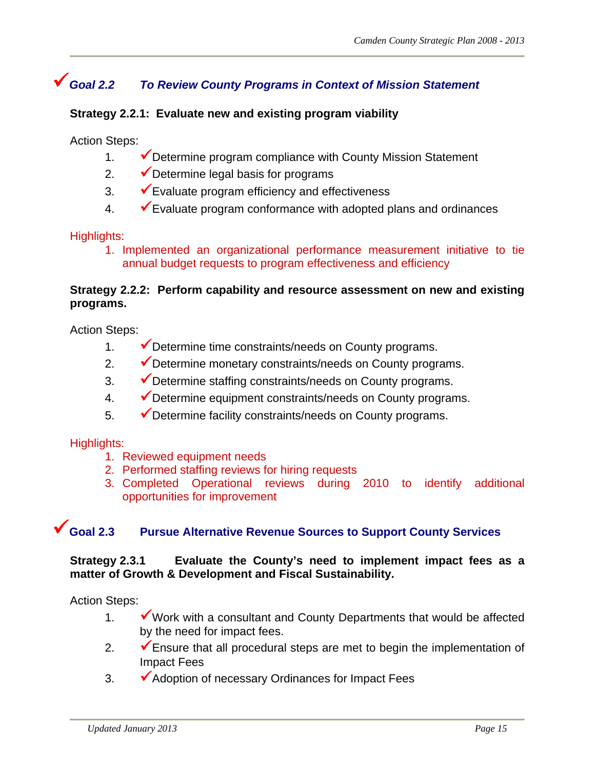## ✓Goal 2.2 To Review County Programs in Context of Mission Statement

**Strategy 2.2.1: Evaluate new and existing program viability**

Action Steps:

1. ✓Determine program compliance with County Mission Statement
2. ✓Determine legal basis for programs
3. ✓Evaluate program efficiency and effectiveness
4. ✓Evaluate program conformance with adopted plans and ordinances

Highlights:

1. Implemented an organizational performance measurement initiative to tie annual budget requests to program effectiveness and efficiency

**Strategy 2.2.2: Perform capability and resource assessment on new and existing programs.**

Action Steps:

1. ✓Determine time constraints/needs on County programs.
2. ✓Determine monetary constraints/needs on County programs.
3. ✓Determine staffing constraints/needs on County programs.
4. ✓Determine equipment constraints/needs on County programs.
5. ✓Determine facility constraints/needs on County programs.

Highlights:

1. Reviewed equipment needs
2. Performed staffing reviews for hiring requests
3. Completed Operational reviews during 2010 to identify additional opportunities for improvement

## ✓Goal 2.3 Pursue Alternative Revenue Sources to Support County Services

**Strategy 2.3.1 Evaluate the County's need to implement impact fees as a matter of Growth & Development and Fiscal Sustainability.**

Action Steps:

1. ✓Work with a consultant and County Departments that would be affected by the need for impact fees.
2. ✓Ensure that all procedural steps are met to begin the implementation of Impact Fees
3. ✓Adoption of necessary Ordinances for Impact Fees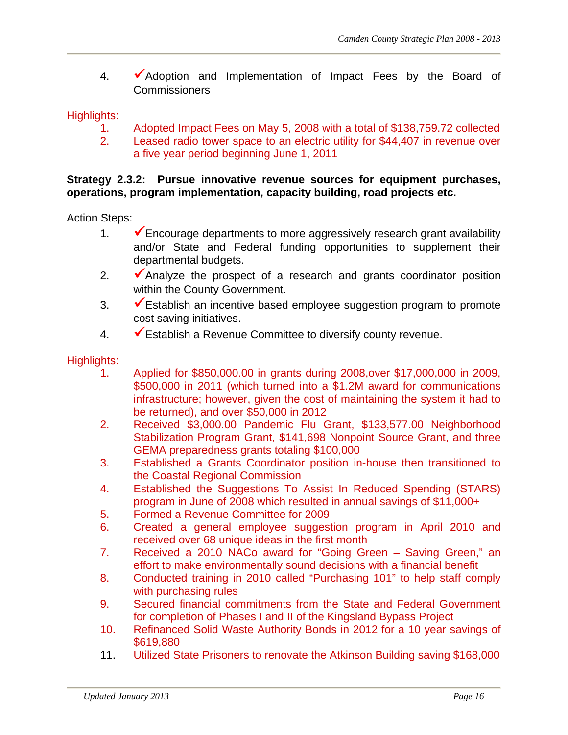4. ✓Adoption and Implementation of Impact Fees by the Board of Commissioners

Highlights:

1. Adopted Impact Fees on May 5, 2008 with a total of $138,759.72 collected
2. Leased radio tower space to an electric utility for $44,407 in revenue over a five year period beginning June 1, 2011

**Strategy 2.3.2: Pursue innovative revenue sources for equipment purchases, operations, program implementation, capacity building, road projects etc.**

Action Steps:

1. ✓Encourage departments to more aggressively research grant availability and/or State and Federal funding opportunities to supplement their departmental budgets.
2. ✓Analyze the prospect of a research and grants coordinator position within the County Government.
3. ✓Establish an incentive based employee suggestion program to promote cost saving initiatives.
4. ✓Establish a Revenue Committee to diversify county revenue.

Highlights:

1. Applied for $850,000.00 in grants during 2008,over $17,000,000 in 2009, $500,000 in 2011 (which turned into a $1.2M award for communications infrastructure; however, given the cost of maintaining the system it had to be returned), and over $50,000 in 2012
2. Received $3,000.00 Pandemic Flu Grant, $133,577.00 Neighborhood Stabilization Program Grant, $141,698 Nonpoint Source Grant, and three GEMA preparedness grants totaling $100,000
3. Established a Grants Coordinator position in-house then transitioned to the Coastal Regional Commission
4. Established the Suggestions To Assist In Reduced Spending (STARS) program in June of 2008 which resulted in annual savings of $11,000+
5. Formed a Revenue Committee for 2009
6. Created a general employee suggestion program in April 2010 and received over 68 unique ideas in the first month
7. Received a 2010 NACo award for "Going Green – Saving Green," an effort to make environmentally sound decisions with a financial benefit
8. Conducted training in 2010 called "Purchasing 101" to help staff comply with purchasing rules
9. Secured financial commitments from the State and Federal Government for completion of Phases I and II of the Kingsland Bypass Project
10. Refinanced Solid Waste Authority Bonds in 2012 for a 10 year savings of $619,880
11. Utilized State Prisoners to renovate the Atkinson Building saving $168,000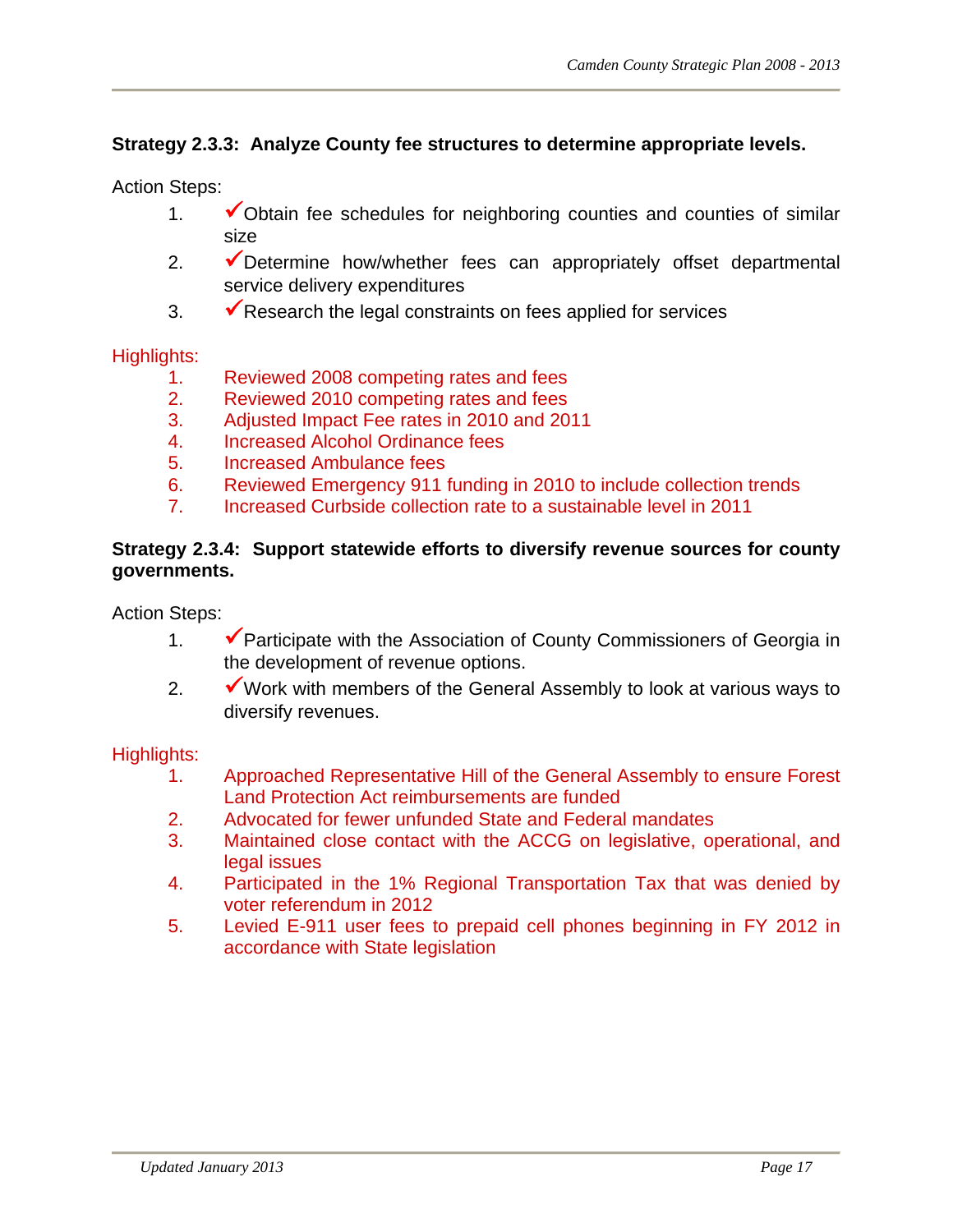**Strategy 2.3.3: Analyze County fee structures to determine appropriate levels.**

Action Steps:

1. ✓Obtain fee schedules for neighboring counties and counties of similar size
2. ✓Determine how/whether fees can appropriately offset departmental service delivery expenditures
3. ✓Research the legal constraints on fees applied for services

Highlights:

1. Reviewed 2008 competing rates and fees
2. Reviewed 2010 competing rates and fees
3. Adjusted Impact Fee rates in 2010 and 2011
4. Increased Alcohol Ordinance fees
5. Increased Ambulance fees
6. Reviewed Emergency 911 funding in 2010 to include collection trends
7. Increased Curbside collection rate to a sustainable level in 2011

**Strategy 2.3.4: Support statewide efforts to diversify revenue sources for county governments.**

Action Steps:

1. ✓Participate with the Association of County Commissioners of Georgia in the development of revenue options.
2. ✓Work with members of the General Assembly to look at various ways to diversify revenues.

Highlights:

1. Approached Representative Hill of the General Assembly to ensure Forest Land Protection Act reimbursements are funded
2. Advocated for fewer unfunded State and Federal mandates
3. Maintained close contact with the ACCG on legislative, operational, and legal issues
4. Participated in the 1% Regional Transportation Tax that was denied by voter referendum in 2012
5. Levied E-911 user fees to prepaid cell phones beginning in FY 2012 in accordance with State legislation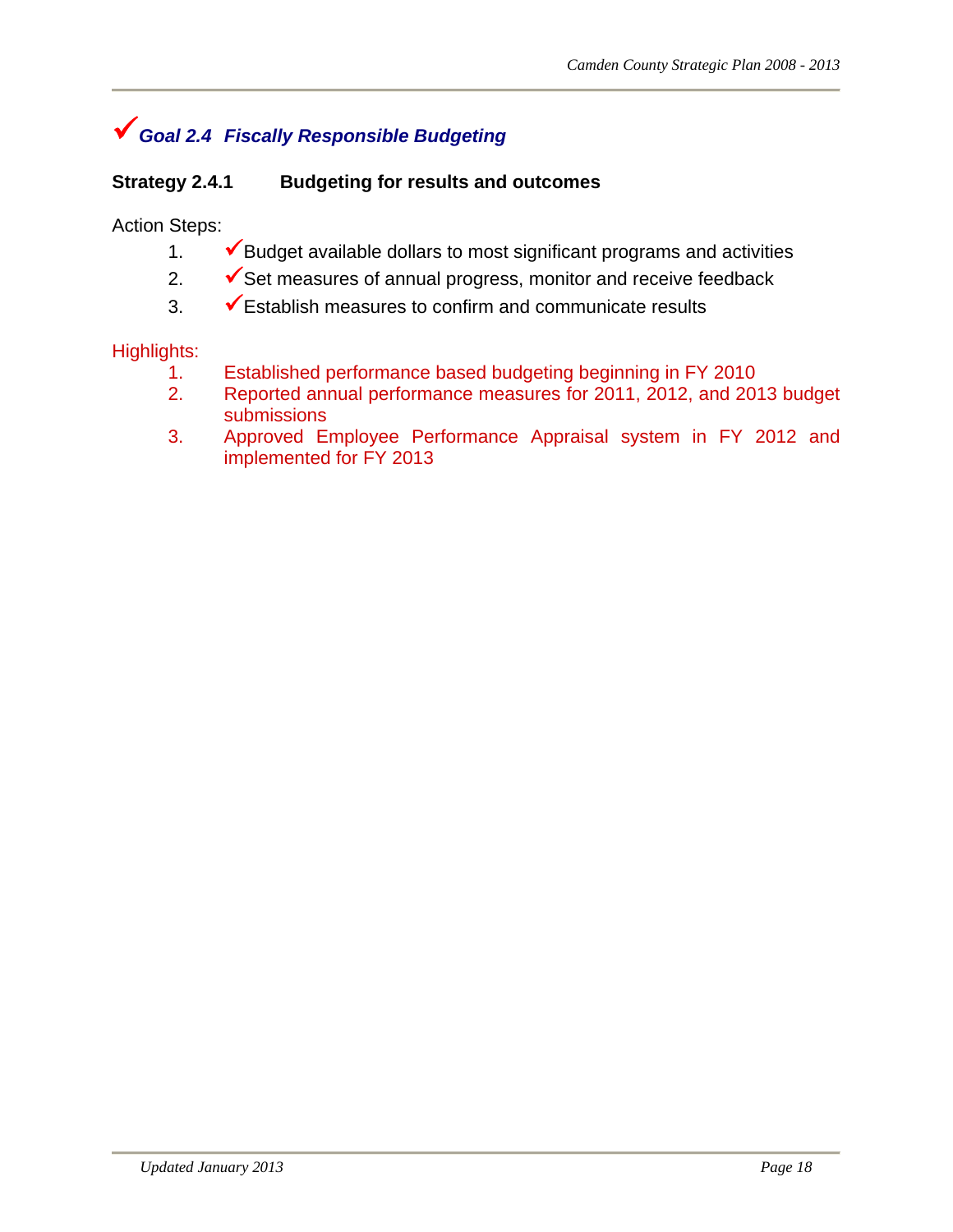## ✓*Goal 2.4 Fiscally Responsible Budgeting*

**Strategy 2.4.1 Budgeting for results and outcomes**

Action Steps:

1. ✓Budget available dollars to most significant programs and activities
2. ✓Set measures of annual progress, monitor and receive feedback
3. ✓Establish measures to confirm and communicate results

Highlights:

1. Established performance based budgeting beginning in FY 2010
2. Reported annual performance measures for 2011, 2012, and 2013 budget submissions
3. Approved Employee Performance Appraisal system in FY 2012 and implemented for FY 2013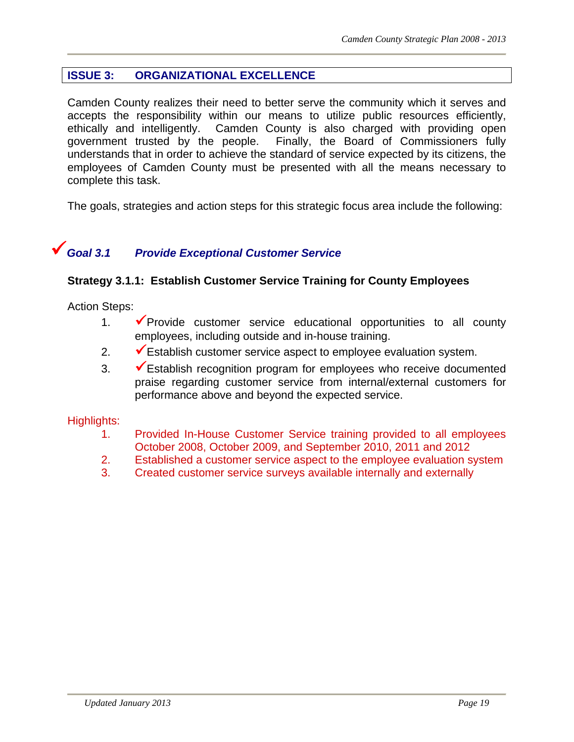## ISSUE 3: ORGANIZATIONAL EXCELLENCE

Camden County realizes their need to better serve the community which it serves and accepts the responsibility within our means to utilize public resources efficiently, ethically and intelligently. Camden County is also charged with providing open government trusted by the people. Finally, the Board of Commissioners fully understands that in order to achieve the standard of service expected by its citizens, the employees of Camden County must be presented with all the means necessary to complete this task.

The goals, strategies and action steps for this strategic focus area include the following:

### ✓ *Goal 3.1 Provide Exceptional Customer Service*

**Strategy 3.1.1: Establish Customer Service Training for County Employees**

Action Steps:

1. ✓Provide customer service educational opportunities to all county employees, including outside and in-house training.
2. ✓Establish customer service aspect to employee evaluation system.
3. ✓Establish recognition program for employees who receive documented praise regarding customer service from internal/external customers for performance above and beyond the expected service.

Highlights:

1. Provided In-House Customer Service training provided to all employees October 2008, October 2009, and September 2010, 2011 and 2012
2. Established a customer service aspect to the employee evaluation system
3. Created customer service surveys available internally and externally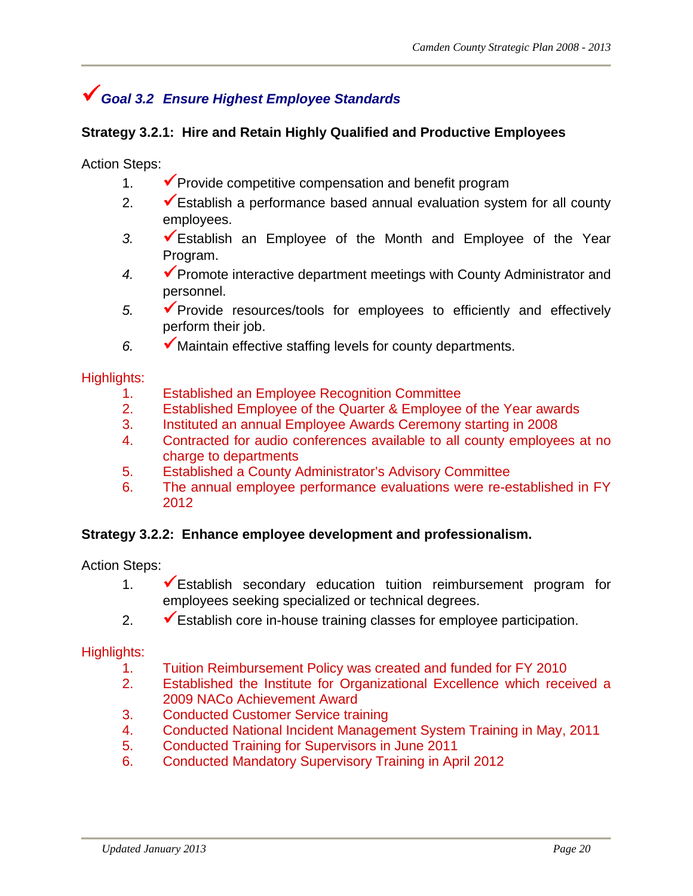## ✓*Goal 3.2 Ensure Highest Employee Standards*

**Strategy 3.2.1: Hire and Retain Highly Qualified and Productive Employees**

Action Steps:

1. ✓Provide competitive compensation and benefit program
2. ✓Establish a performance based annual evaluation system for all county employees.
3. ✓Establish an Employee of the Month and Employee of the Year Program.
4. ✓Promote interactive department meetings with County Administrator and personnel.
5. ✓Provide resources/tools for employees to efficiently and effectively perform their job.
6. ✓Maintain effective staffing levels for county departments.

Highlights:

1. Established an Employee Recognition Committee
2. Established Employee of the Quarter & Employee of the Year awards
3. Instituted an annual Employee Awards Ceremony starting in 2008
4. Contracted for audio conferences available to all county employees at no charge to departments
5. Established a County Administrator's Advisory Committee
6. The annual employee performance evaluations were re-established in FY 2012

**Strategy 3.2.2: Enhance employee development and professionalism.**

Action Steps:

1. ✓Establish secondary education tuition reimbursement program for employees seeking specialized or technical degrees.
2. ✓Establish core in-house training classes for employee participation.

Highlights:

1. Tuition Reimbursement Policy was created and funded for FY 2010
2. Established the Institute for Organizational Excellence which received a 2009 NACo Achievement Award
3. Conducted Customer Service training
4. Conducted National Incident Management System Training in May, 2011
5. Conducted Training for Supervisors in June 2011
6. Conducted Mandatory Supervisory Training in April 2012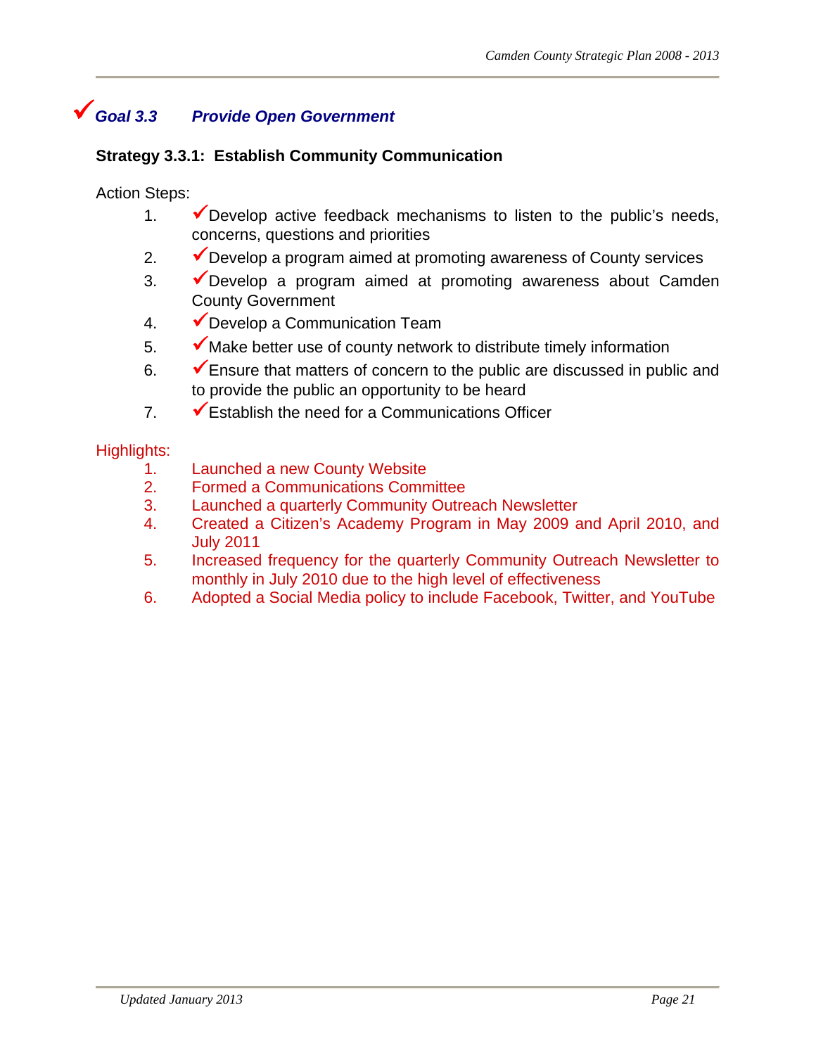## ✓*Goal 3.3 Provide Open Government*

### Strategy 3.3.1: Establish Community Communication

Action Steps:

1. ✓Develop active feedback mechanisms to listen to the public's needs, concerns, questions and priorities
2. ✓Develop a program aimed at promoting awareness of County services
3. ✓Develop a program aimed at promoting awareness about Camden County Government
4. ✓Develop a Communication Team
5. ✓Make better use of county network to distribute timely information
6. ✓Ensure that matters of concern to the public are discussed in public and to provide the public an opportunity to be heard
7. ✓Establish the need for a Communications Officer

Highlights:

1. Launched a new County Website
2. Formed a Communications Committee
3. Launched a quarterly Community Outreach Newsletter
4. Created a Citizen's Academy Program in May 2009 and April 2010, and July 2011
5. Increased frequency for the quarterly Community Outreach Newsletter to monthly in July 2010 due to the high level of effectiveness
6. Adopted a Social Media policy to include Facebook, Twitter, and YouTube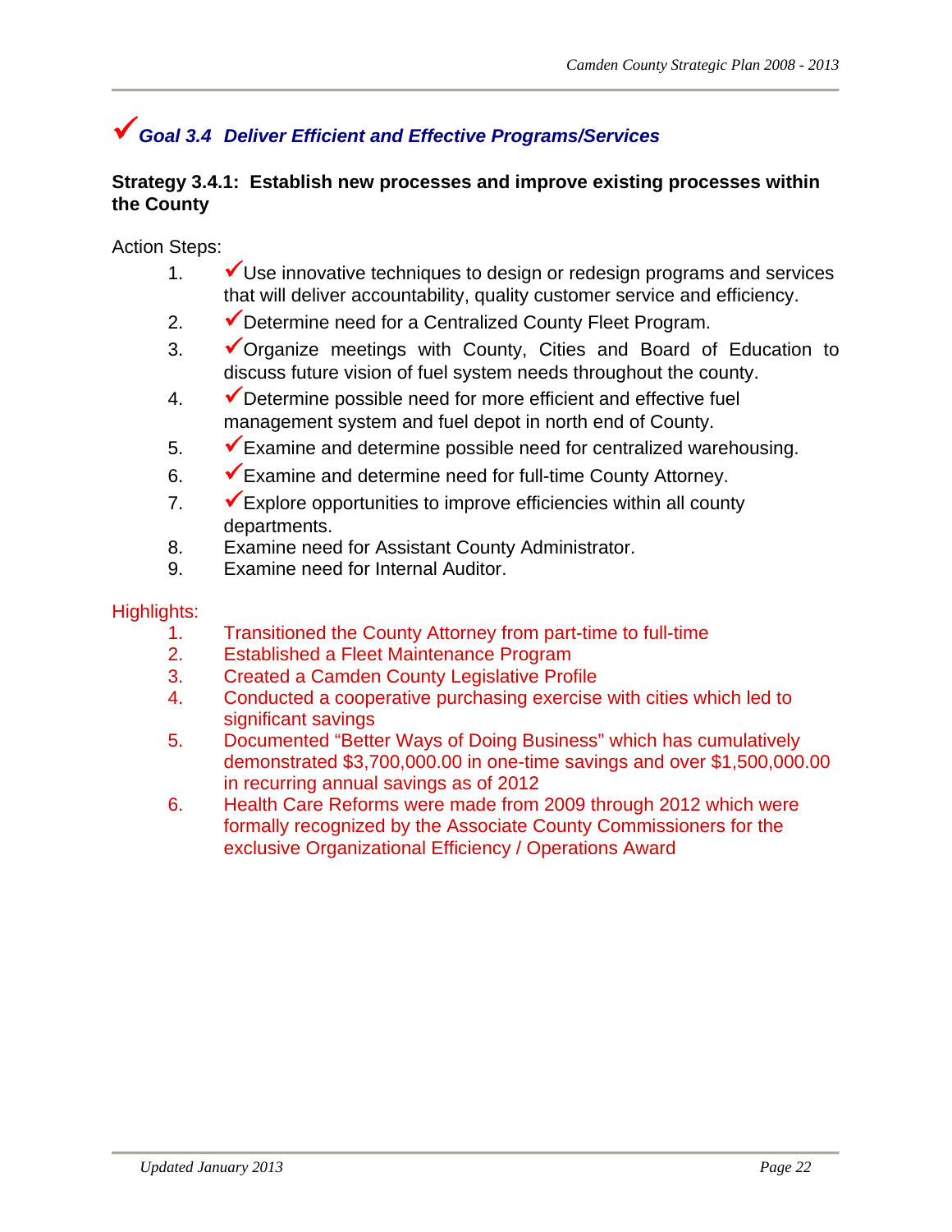## ✓*Goal 3.4 Deliver Efficient and Effective Programs/Services*

**Strategy 3.4.1: Establish new processes and improve existing processes within the County**

Action Steps:

1. ✓Use innovative techniques to design or redesign programs and services that will deliver accountability, quality customer service and efficiency.
2. ✓Determine need for a Centralized County Fleet Program.
3. ✓Organize meetings with County, Cities and Board of Education to discuss future vision of fuel system needs throughout the county.
4. ✓Determine possible need for more efficient and effective fuel management system and fuel depot in north end of County.
5. ✓Examine and determine possible need for centralized warehousing.
6. ✓Examine and determine need for full-time County Attorney.
7. ✓Explore opportunities to improve efficiencies within all county departments.
8. Examine need for Assistant County Administrator.
9. Examine need for Internal Auditor.

Highlights:

1. Transitioned the County Attorney from part-time to full-time
2. Established a Fleet Maintenance Program
3. Created a Camden County Legislative Profile
4. Conducted a cooperative purchasing exercise with cities which led to significant savings
5. Documented "Better Ways of Doing Business" which has cumulatively demonstrated $3,700,000.00 in one-time savings and over $1,500,000.00 in recurring annual savings as of 2012
6. Health Care Reforms were made from 2009 through 2012 which were formally recognized by the Associate County Commissioners for the exclusive Organizational Efficiency / Operations Award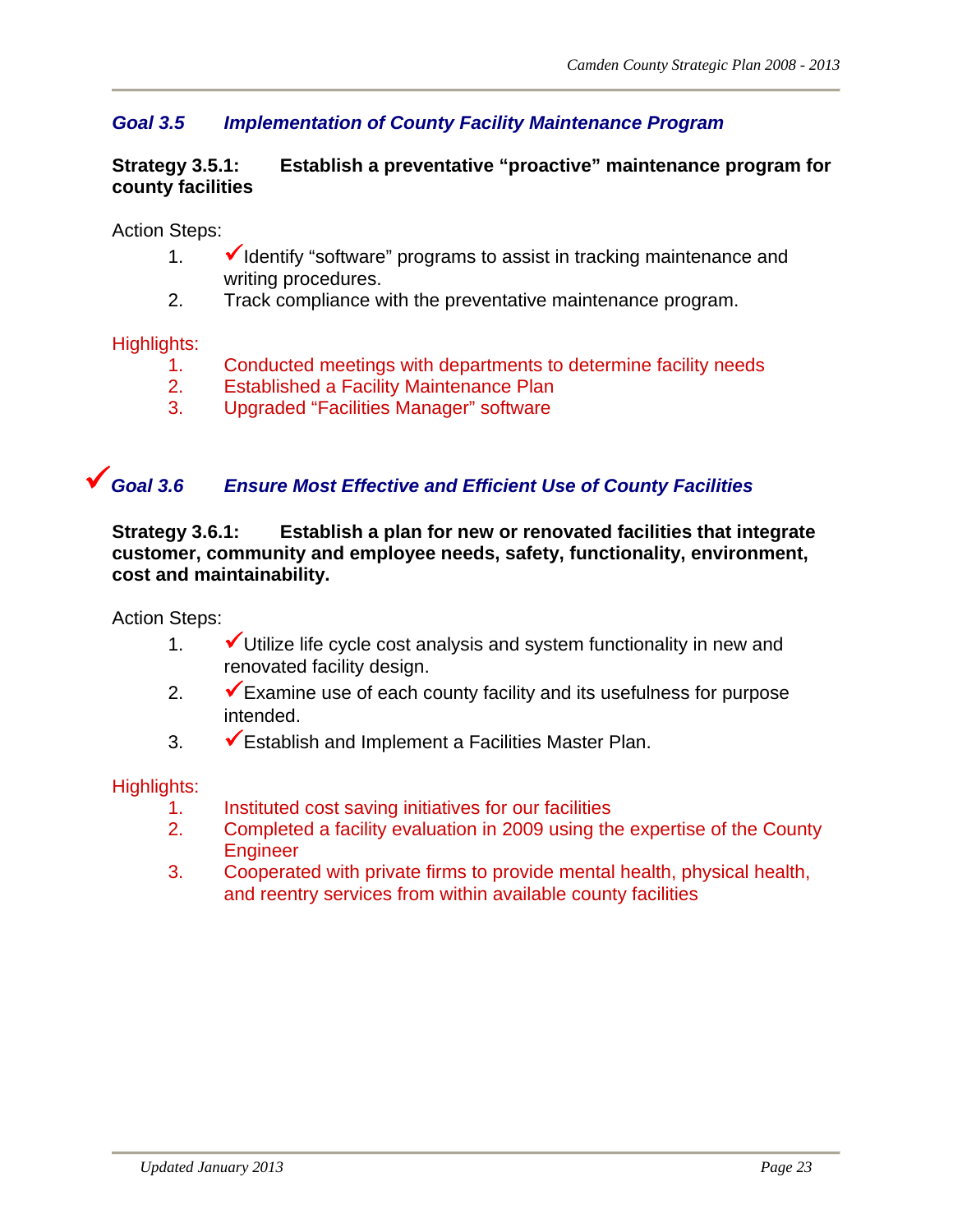### *Goal 3.5 Implementation of County Facility Maintenance Program*

**Strategy 3.5.1: Establish a preventative "proactive" maintenance program for county facilities**

Action Steps:

1. ✓Identify "software" programs to assist in tracking maintenance and writing procedures.
2. Track compliance with the preventative maintenance program.

Highlights:

1. Conducted meetings with departments to determine facility needs
2. Established a Facility Maintenance Plan
3. Upgraded "Facilities Manager" software

### ✓*Goal 3.6 Ensure Most Effective and Efficient Use of County Facilities*

**Strategy 3.6.1: Establish a plan for new or renovated facilities that integrate customer, community and employee needs, safety, functionality, environment, cost and maintainability.**

Action Steps:

1. ✓Utilize life cycle cost analysis and system functionality in new and renovated facility design.
2. ✓Examine use of each county facility and its usefulness for purpose intended.
3. ✓Establish and Implement a Facilities Master Plan.

Highlights:

1. Instituted cost saving initiatives for our facilities
2. Completed a facility evaluation in 2009 using the expertise of the County Engineer
3. Cooperated with private firms to provide mental health, physical health, and reentry services from within available county facilities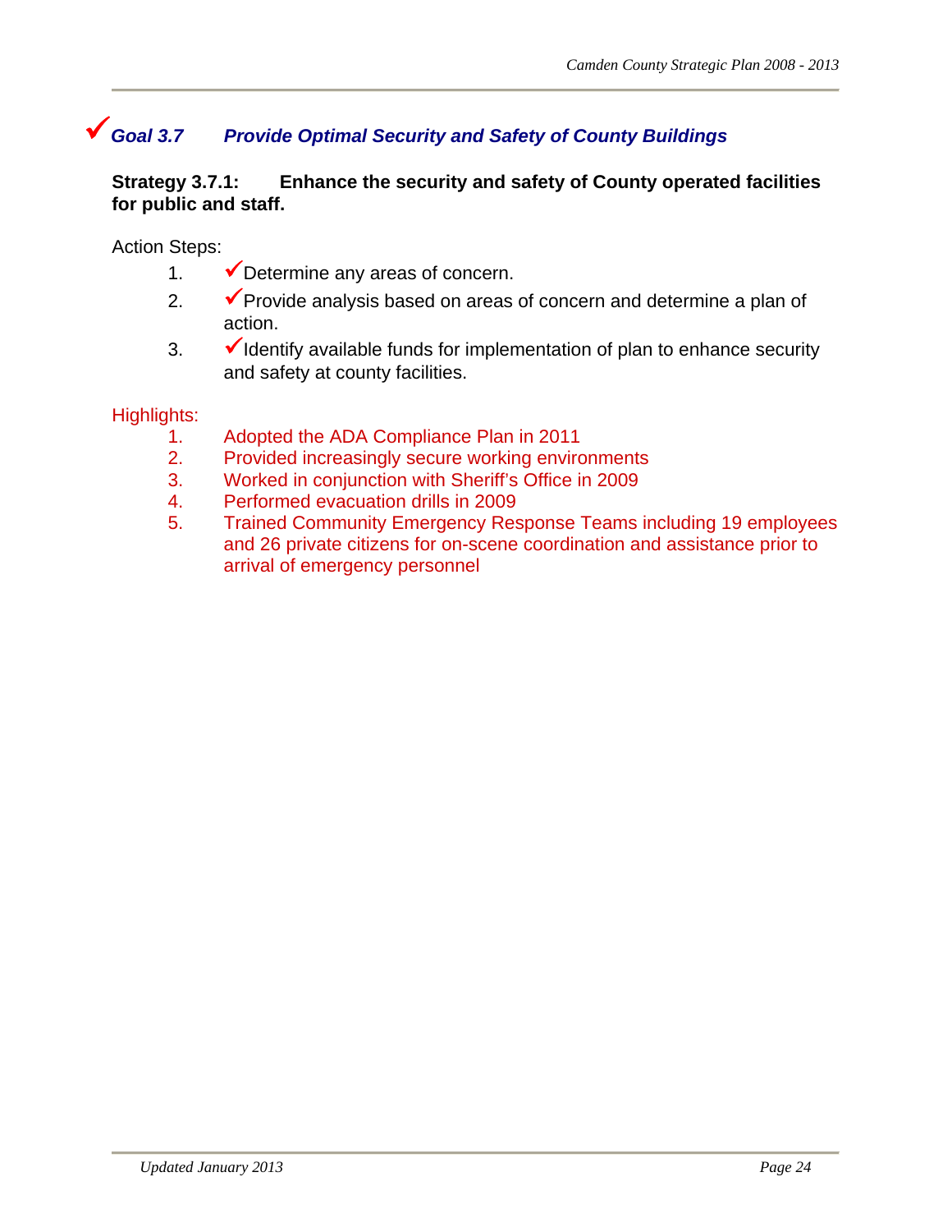## ✓*Goal 3.7 Provide Optimal Security and Safety of County Buildings*

**Strategy 3.7.1: Enhance the security and safety of County operated facilities for public and staff.**

Action Steps:

1. ✓Determine any areas of concern.
2. ✓Provide analysis based on areas of concern and determine a plan of action.
3. ✓Identify available funds for implementation of plan to enhance security and safety at county facilities.

Highlights:

1. Adopted the ADA Compliance Plan in 2011
2. Provided increasingly secure working environments
3. Worked in conjunction with Sheriff's Office in 2009
4. Performed evacuation drills in 2009
5. Trained Community Emergency Response Teams including 19 employees and 26 private citizens for on-scene coordination and assistance prior to arrival of emergency personnel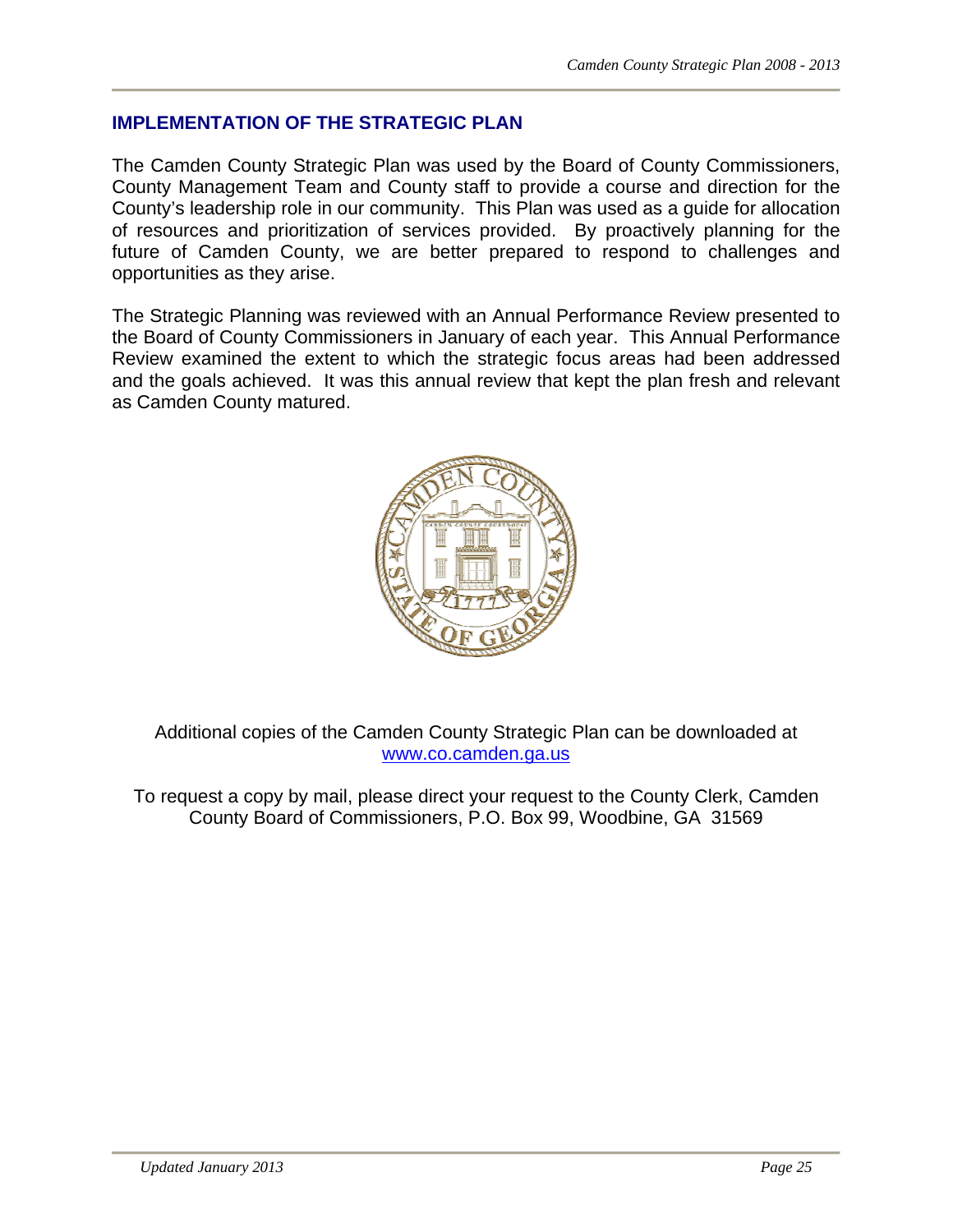## IMPLEMENTATION OF THE STRATEGIC PLAN

The Camden County Strategic Plan was used by the Board of County Commissioners, County Management Team and County staff to provide a course and direction for the County's leadership role in our community. This Plan was used as a guide for allocation of resources and prioritization of services provided. By proactively planning for the future of Camden County, we are better prepared to respond to challenges and opportunities as they arise.

The Strategic Planning was reviewed with an Annual Performance Review presented to the Board of County Commissioners in January of each year. This Annual Performance Review examined the extent to which the strategic focus areas had been addressed and the goals achieved. It was this annual review that kept the plan fresh and relevant as Camden County matured.

Additional copies of the Camden County Strategic Plan can be downloaded at [www.co.camden.ga.us](http://www.co.camden.ga.us)

To request a copy by mail, please direct your request to the County Clerk, Camden County Board of Commissioners, P.O. Box 99, Woodbine, GA 31569